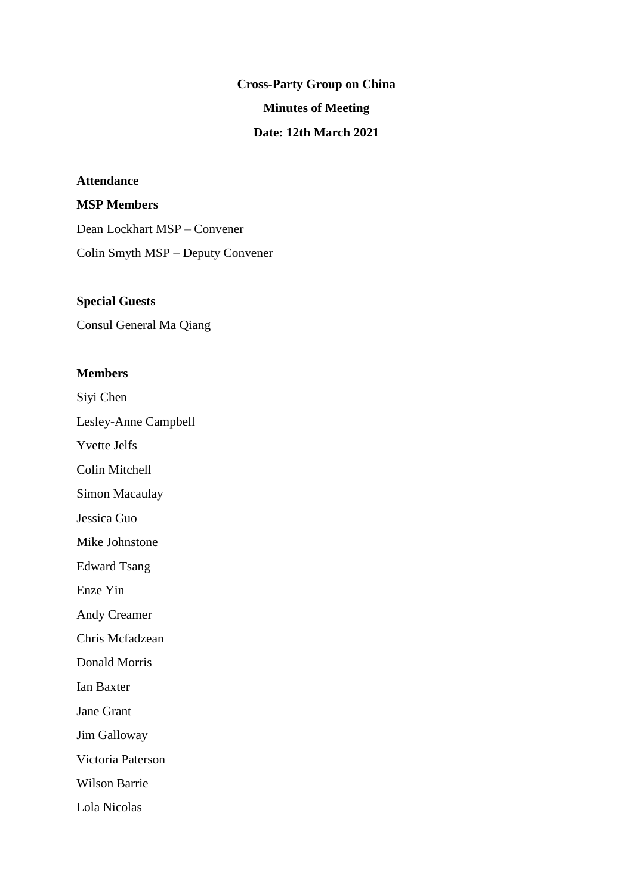# Cross-Party Group on China

## Minutes of Meeting

## Date: 12th March 2021

**Attendance**

**MSP Members**

Dean Lockhart MSP – Convener

Colin Smyth MSP – Deputy Convener

**Special Guests**

Consul General Ma Qiang

**Members**

Siyi Chen

Lesley-Anne Campbell

Yvette Jelfs

Colin Mitchell

Simon Macaulay

Jessica Guo

Mike Johnstone

Edward Tsang

Enze Yin

Andy Creamer

Chris Mcfadzean

Donald Morris

Ian Baxter

Jane Grant

Jim Galloway

Victoria Paterson

Wilson Barrie

Lola Nicolas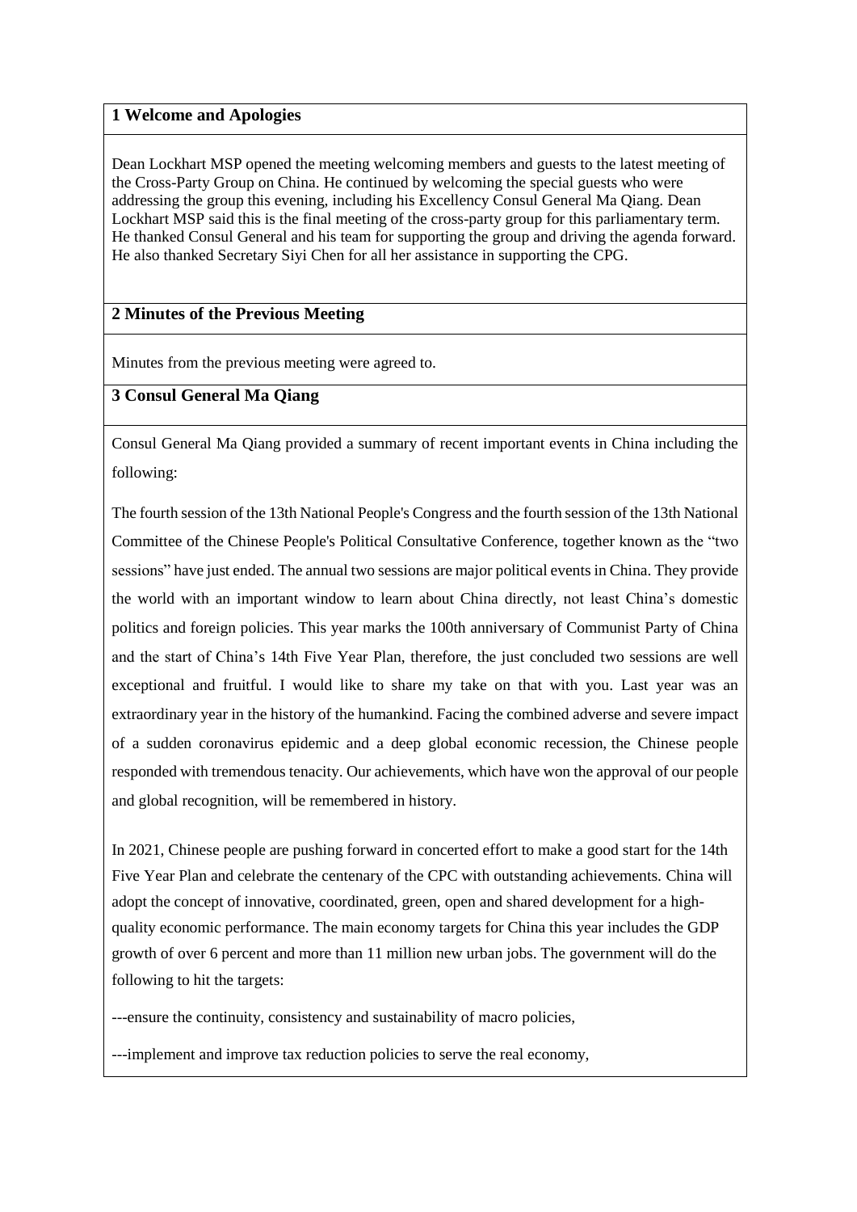## 1 Welcome and Apologies

Dean Lockhart MSP opened the meeting welcoming members and guests to the latest meeting of the Cross-Party Group on China. He continued by welcoming the special guests who were addressing the group this evening, including his Excellency Consul General Ma Qiang. Dean Lockhart MSP said this is the final meeting of the cross-party group for this parliamentary term. He thanked Consul General and his team for supporting the group and driving the agenda forward. He also thanked Secretary Siyi Chen for all her assistance in supporting the CPG.

## 2 Minutes of the Previous Meeting

Minutes from the previous meeting were agreed to.

## 3 Consul General Ma Qiang

Consul General Ma Qiang provided a summary of recent important events in China including the following:

The fourth session of the 13th National People's Congress and the fourth session of the 13th National Committee of the Chinese People's Political Consultative Conference, together known as the "two sessions" have just ended. The annual two sessions are major political events in China. They provide the world with an important window to learn about China directly, not least China's domestic politics and foreign policies. This year marks the 100th anniversary of Communist Party of China and the start of China's 14th Five Year Plan, therefore, the just concluded two sessions are well exceptional and fruitful. I would like to share my take on that with you. Last year was an extraordinary year in the history of the humankind. Facing the combined adverse and severe impact of a sudden coronavirus epidemic and a deep global economic recession, the Chinese people responded with tremendous tenacity. Our achievements, which have won the approval of our people and global recognition, will be remembered in history.

In 2021, Chinese people are pushing forward in concerted effort to make a good start for the 14th Five Year Plan and celebrate the centenary of the CPC with outstanding achievements. China will adopt the concept of innovative, coordinated, green, open and shared development for a high-quality economic performance. The main economy targets for China this year includes the GDP growth of over 6 percent and more than 11 million new urban jobs. The government will do the following to hit the targets:

---ensure the continuity, consistency and sustainability of macro policies,

---implement and improve tax reduction policies to serve the real economy,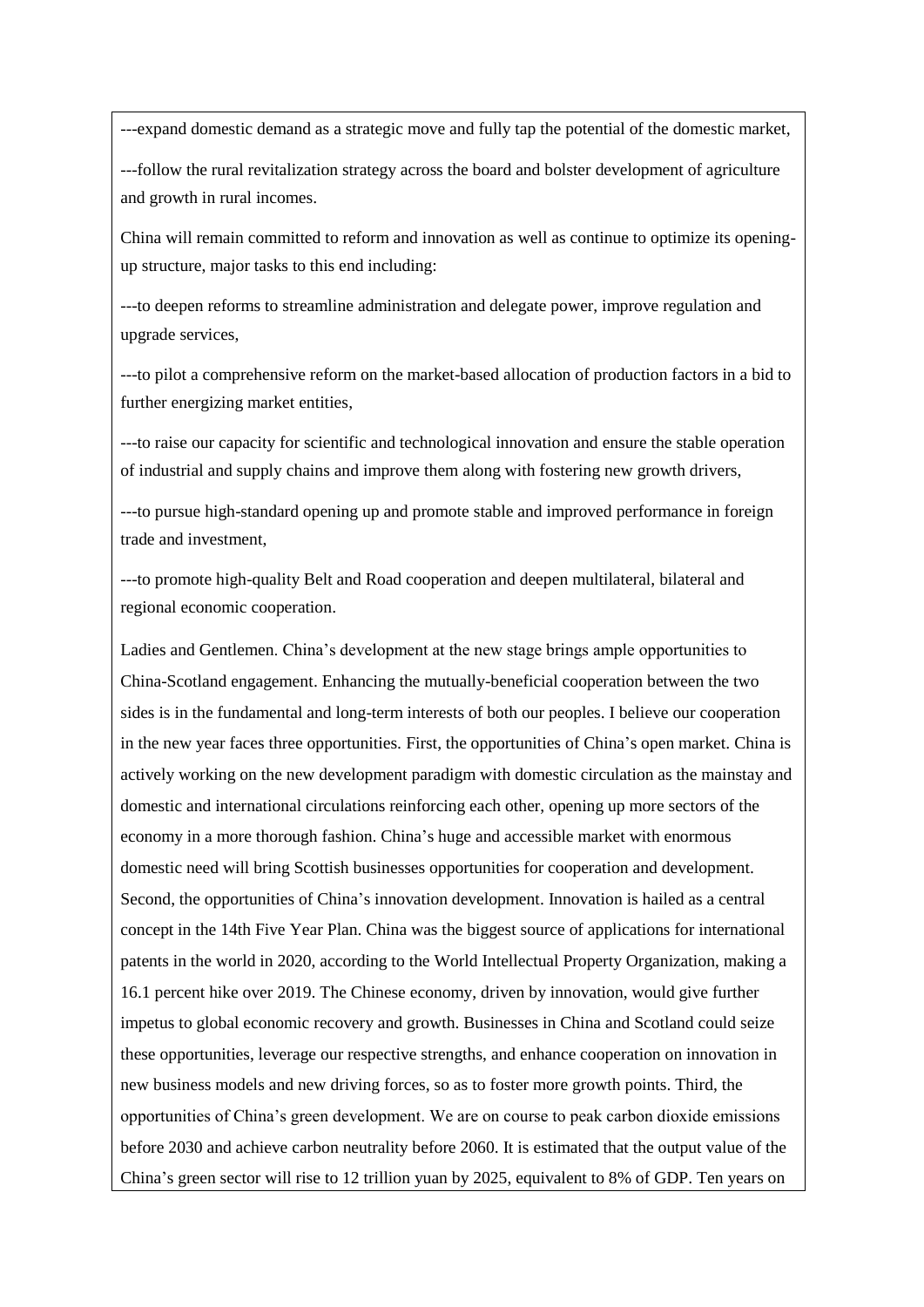---expand domestic demand as a strategic move and fully tap the potential of the domestic market,

---follow the rural revitalization strategy across the board and bolster development of agriculture and growth in rural incomes.

China will remain committed to reform and innovation as well as continue to optimize its opening-up structure, major tasks to this end including:

---to deepen reforms to streamline administration and delegate power, improve regulation and upgrade services,

---to pilot a comprehensive reform on the market-based allocation of production factors in a bid to further energizing market entities,

---to raise our capacity for scientific and technological innovation and ensure the stable operation of industrial and supply chains and improve them along with fostering new growth drivers,

---to pursue high-standard opening up and promote stable and improved performance in foreign trade and investment,

---to promote high-quality Belt and Road cooperation and deepen multilateral, bilateral and regional economic cooperation.

Ladies and Gentlemen. China's development at the new stage brings ample opportunities to China-Scotland engagement. Enhancing the mutually-beneficial cooperation between the two sides is in the fundamental and long-term interests of both our peoples. I believe our cooperation in the new year faces three opportunities. First, the opportunities of China's open market. China is actively working on the new development paradigm with domestic circulation as the mainstay and domestic and international circulations reinforcing each other, opening up more sectors of the economy in a more thorough fashion. China's huge and accessible market with enormous domestic need will bring Scottish businesses opportunities for cooperation and development. Second, the opportunities of China's innovation development. Innovation is hailed as a central concept in the 14th Five Year Plan. China was the biggest source of applications for international patents in the world in 2020, according to the World Intellectual Property Organization, making a 16.1 percent hike over 2019. The Chinese economy, driven by innovation, would give further impetus to global economic recovery and growth. Businesses in China and Scotland could seize these opportunities, leverage our respective strengths, and enhance cooperation on innovation in new business models and new driving forces, so as to foster more growth points. Third, the opportunities of China's green development. We are on course to peak carbon dioxide emissions before 2030 and achieve carbon neutrality before 2060. It is estimated that the output value of the China's green sector will rise to 12 trillion yuan by 2025, equivalent to 8% of GDP. Ten years on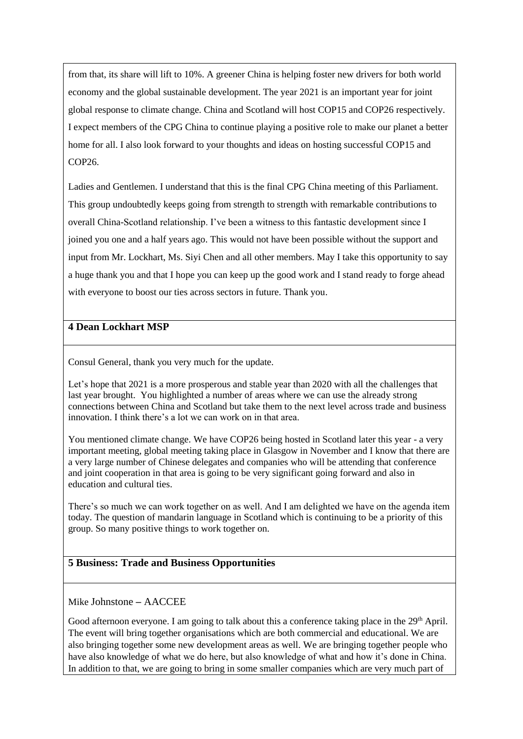from that, its share will lift to 10%. A greener China is helping foster new drivers for both world economy and the global sustainable development. The year 2021 is an important year for joint global response to climate change. China and Scotland will host COP15 and COP26 respectively. I expect members of the CPG China to continue playing a positive role to make our planet a better home for all. I also look forward to your thoughts and ideas on hosting successful COP15 and COP26.

Ladies and Gentlemen. I understand that this is the final CPG China meeting of this Parliament. This group undoubtedly keeps going from strength to strength with remarkable contributions to overall China-Scotland relationship. I've been a witness to this fantastic development since I joined you one and a half years ago. This would not have been possible without the support and input from Mr. Lockhart, Ms. Siyi Chen and all other members. May I take this opportunity to say a huge thank you and that I hope you can keep up the good work and I stand ready to forge ahead with everyone to boost our ties across sectors in future. Thank you.

### 4 Dean Lockhart MSP

Consul General, thank you very much for the update.

Let's hope that 2021 is a more prosperous and stable year than 2020 with all the challenges that last year brought. You highlighted a number of areas where we can use the already strong connections between China and Scotland but take them to the next level across trade and business innovation. I think there's a lot we can work on in that area.

You mentioned climate change. We have COP26 being hosted in Scotland later this year - a very important meeting, global meeting taking place in Glasgow in November and I know that there are a very large number of Chinese delegates and companies who will be attending that conference and joint cooperation in that area is going to be very significant going forward and also in education and cultural ties.

There's so much we can work together on as well. And I am delighted we have on the agenda item today. The question of mandarin language in Scotland which is continuing to be a priority of this group. So many positive things to work together on.

### 5 Business: Trade and Business Opportunities

Mike Johnstone – AACCEE

Good afternoon everyone. I am going to talk about this a conference taking place in the 29th April. The event will bring together organisations which are both commercial and educational. We are also bringing together some new development areas as well. We are bringing together people who have also knowledge of what we do here, but also knowledge of what and how it's done in China. In addition to that, we are going to bring in some smaller companies which are very much part of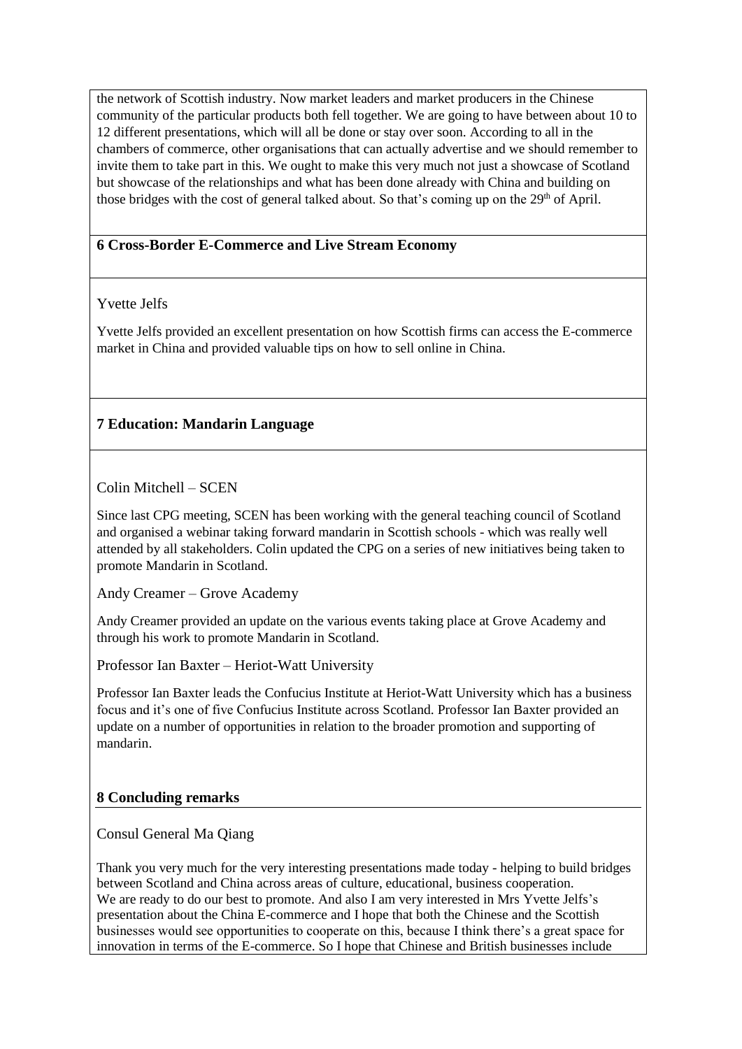the network of Scottish industry. Now market leaders and market producers in the Chinese community of the particular products both fell together. We are going to have between about 10 to 12 different presentations, which will all be done or stay over soon. According to all in the chambers of commerce, other organisations that can actually advertise and we should remember to invite them to take part in this. We ought to make this very much not just a showcase of Scotland but showcase of the relationships and what has been done already with China and building on those bridges with the cost of general talked about. So that's coming up on the 29th of April.

## 6 Cross-Border E-Commerce and Live Stream Economy

Yvette Jelfs

Yvette Jelfs provided an excellent presentation on how Scottish firms can access the E-commerce market in China and provided valuable tips on how to sell online in China.

## 7 Education: Mandarin Language

Colin Mitchell – SCEN

Since last CPG meeting, SCEN has been working with the general teaching council of Scotland and organised a webinar taking forward mandarin in Scottish schools - which was really well attended by all stakeholders. Colin updated the CPG on a series of new initiatives being taken to promote Mandarin in Scotland.

Andy Creamer – Grove Academy

Andy Creamer provided an update on the various events taking place at Grove Academy and through his work to promote Mandarin in Scotland.

Professor Ian Baxter – Heriot-Watt University

Professor Ian Baxter leads the Confucius Institute at Heriot-Watt University which has a business focus and it's one of five Confucius Institute across Scotland. Professor Ian Baxter provided an update on a number of opportunities in relation to the broader promotion and supporting of mandarin.

## 8 Concluding remarks

Consul General Ma Qiang

Thank you very much for the very interesting presentations made today - helping to build bridges between Scotland and China across areas of culture, educational, business cooperation. We are ready to do our best to promote. And also I am very interested in Mrs Yvette Jelfs's presentation about the China E-commerce and I hope that both the Chinese and the Scottish businesses would see opportunities to cooperate on this, because I think there's a great space for innovation in terms of the E-commerce. So I hope that Chinese and British businesses include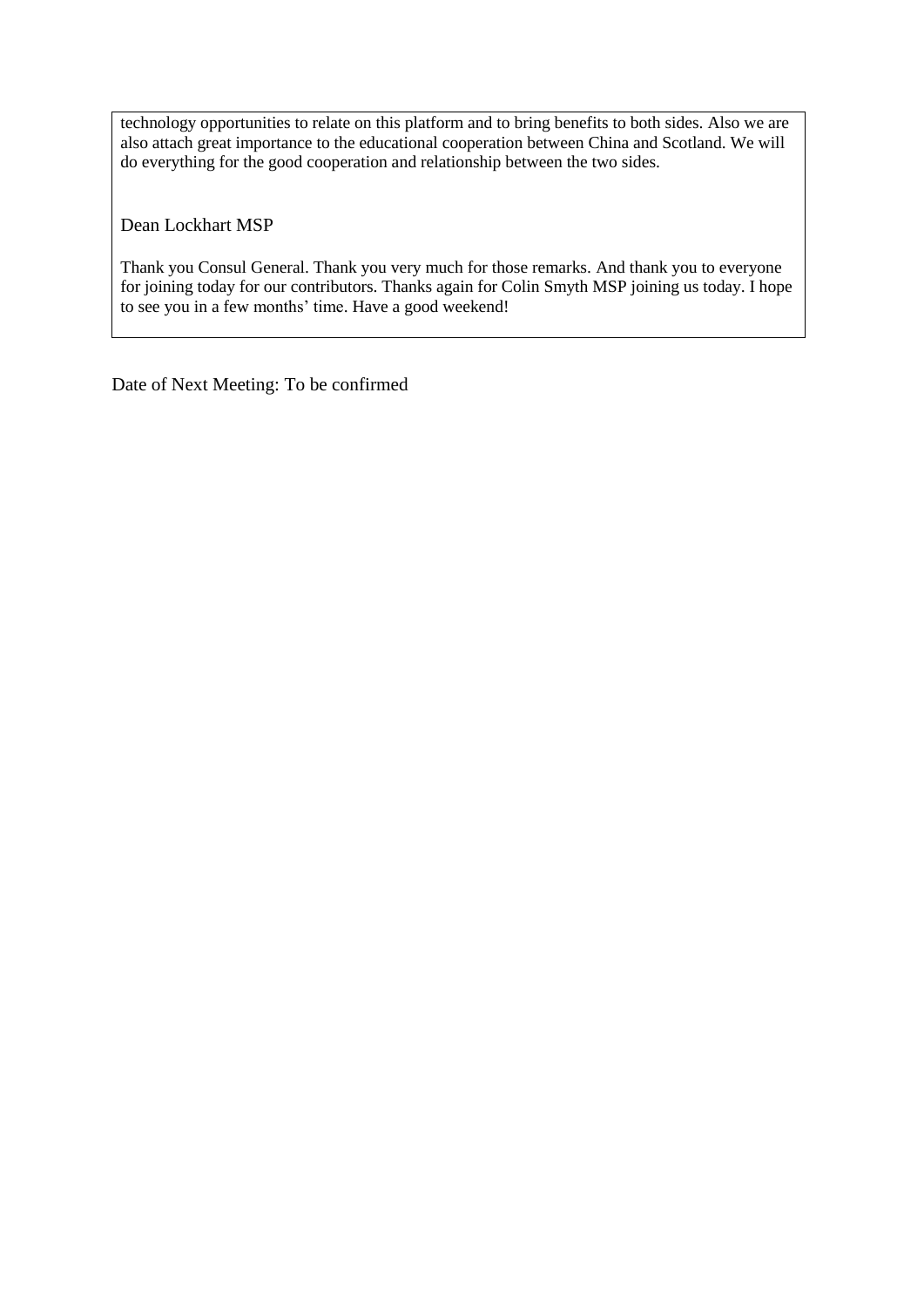technology opportunities to relate on this platform and to bring benefits to both sides. Also we are also attach great importance to the educational cooperation between China and Scotland. We will do everything for the good cooperation and relationship between the two sides.

Dean Lockhart MSP

Thank you Consul General. Thank you very much for those remarks. And thank you to everyone for joining today for our contributors. Thanks again for Colin Smyth MSP joining us today. I hope to see you in a few months' time. Have a good weekend!

Date of Next Meeting: To be confirmed